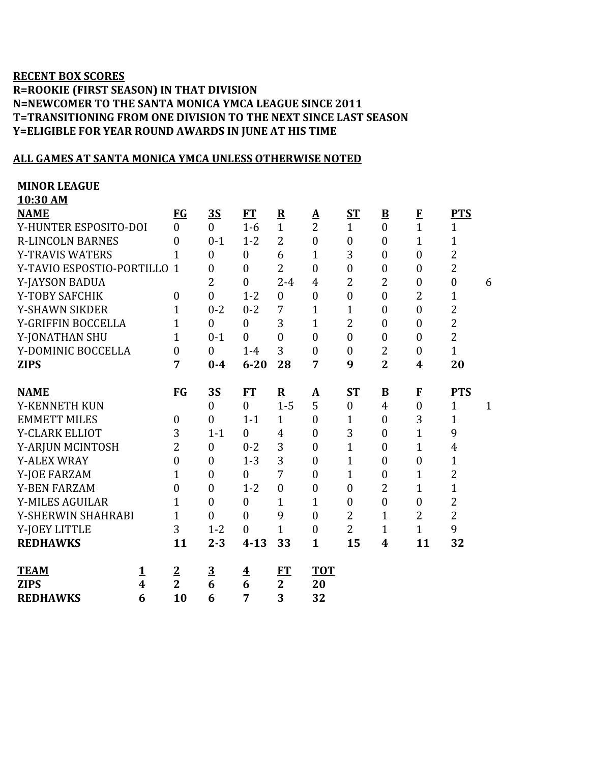**RECENT BOX SCORES**
**R=ROOKIE (FIRST SEASON) IN THAT DIVISION**
**N=NEWCOMER TO THE SANTA MONICA YMCA LEAGUE SINCE 2011**
**T=TRANSITIONING FROM ONE DIVISION TO THE NEXT SINCE LAST SEASON**
**Y=ELIGIBLE FOR YEAR ROUND AWARDS IN JUNE AT HIS TIME**

**ALL GAMES AT SANTA MONICA YMCA UNLESS OTHERWISE NOTED**

**MINOR LEAGUE**
**10:30 AM**

| NAME | FG | 3S | FT | R | A | ST | B | F | PTS | |
|---|---|---|---|---|---|---|---|---|---|---|
| Y-HUNTER ESPOSITO-DOI | 0 | 0 | 1-6 | 1 | 2 | 1 | 0 | 1 | 1 | |
| R-LINCOLN BARNES | 0 | 0-1 | 1-2 | 2 | 0 | 0 | 0 | 1 | 1 | |
| Y-TRAVIS WATERS | 1 | 0 | 0 | 6 | 1 | 3 | 0 | 0 | 2 | |
| Y-TAVIO ESPOSTIO-PORTILLO | 1 | 0 | 0 | 2 | 0 | 0 | 0 | 0 | 2 | |
| Y-JAYSON BADUA | | 2 | 0 | 2-4 | 4 | 2 | 2 | 0 | 0 | 6 |
| Y-TOBY SAFCHIK | 0 | 0 | 1-2 | 0 | 0 | 0 | 0 | 2 | 1 | |
| Y-SHAWN SIKDER | 1 | 0-2 | 0-2 | 7 | 1 | 1 | 0 | 0 | 2 | |
| Y-GRIFFIN BOCCELLA | 1 | 0 | 0 | 3 | 1 | 2 | 0 | 0 | 2 | |
| Y-JONATHAN SHU | 1 | 0-1 | 0 | 0 | 0 | 0 | 0 | 0 | 2 | |
| Y-DOMINIC BOCCELLA | 0 | 0 | 1-4 | 3 | 0 | 0 | 2 | 0 | 1 | |
| **ZIPS** | **7** | **0-4** | **6-20** | **28** | **7** | **9** | **2** | **4** | **20** | |

| NAME | FG | 3S | FT | R | A | ST | B | F | PTS | |
|---|---|---|---|---|---|---|---|---|---|---|
| Y-KENNETH KUN | | 0 | 0 | 1-5 | 5 | 0 | 4 | 0 | 1 | 1 |
| EMMETT MILES | 0 | 0 | 1-1 | 1 | 0 | 1 | 0 | 3 | 1 | |
| Y-CLARK ELLIOT | 3 | 1-1 | 0 | 4 | 0 | 3 | 0 | 1 | 9 | |
| Y-ARJUN MCINTOSH | 2 | 0 | 0-2 | 3 | 0 | 1 | 0 | 1 | 4 | |
| Y-ALEX WRAY | 0 | 0 | 1-3 | 3 | 0 | 1 | 0 | 0 | 1 | |
| Y-JOE FARZAM | 1 | 0 | 0 | 7 | 0 | 1 | 0 | 1 | 2 | |
| Y-BEN FARZAM | 0 | 0 | 1-2 | 0 | 0 | 0 | 2 | 1 | 1 | |
| Y-MILES AGUILAR | 1 | 0 | 0 | 1 | 1 | 0 | 0 | 0 | 2 | |
| Y-SHERWIN SHAHRABI | 1 | 0 | 0 | 9 | 0 | 2 | 1 | 2 | 2 | |
| Y-JOEY LITTLE | 3 | 1-2 | 0 | 1 | 0 | 2 | 1 | 1 | 9 | |
| **REDHAWKS** | **11** | **2-3** | **4-13** | **33** | **1** | **15** | **4** | **11** | **32** | |

| TEAM | 1 | 2 | 3 | 4 | FT | TOT |
|---|---|---|---|---|---|---|
| **ZIPS** | **4** | **2** | **6** | **6** | **2** | **20** |
| **REDHAWKS** | **6** | **10** | **6** | **7** | **3** | **32** |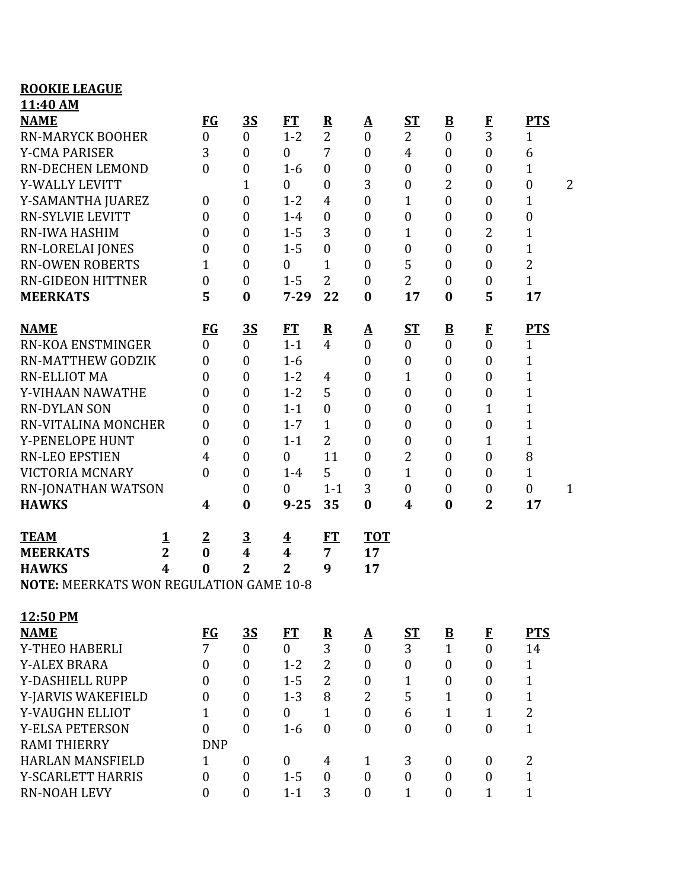**ROOKIE LEAGUE**

**11:40 AM**

| **NAME** | **FG** | **3S** | **FT** | **R** | **A** | **ST** | **B** | **F** | **PTS** | |
|---|---|---|---|---|---|---|---|---|---|---|
| RN-MARYCK BOOHER | 0 | 0 | 1-2 | 2 | 0 | 2 | 0 | 3 | 1 | |
| Y-CMA PARISER | 3 | 0 | 0 | 7 | 0 | 4 | 0 | 0 | 6 | |
| RN-DECHEN LEMOND | 0 | 0 | 1-6 | 0 | 0 | 0 | 0 | 0 | 1 | |
| Y-WALLY LEVITT | | 1 | 0 | 0 | 3 | 0 | 2 | 0 | 0 | 2 |
| Y-SAMANTHA JUAREZ | 0 | 0 | 1-2 | 4 | 0 | 1 | 0 | 0 | 1 | |
| RN-SYLVIE LEVITT | 0 | 0 | 1-4 | 0 | 0 | 0 | 0 | 0 | 0 | |
| RN-IWA HASHIM | 0 | 0 | 1-5 | 3 | 0 | 1 | 0 | 2 | 1 | |
| RN-LORELAI JONES | 0 | 0 | 1-5 | 0 | 0 | 0 | 0 | 0 | 1 | |
| RN-OWEN ROBERTS | 1 | 0 | 0 | 1 | 0 | 5 | 0 | 0 | 2 | |
| RN-GIDEON HITTNER | 0 | 0 | 1-5 | 2 | 0 | 2 | 0 | 0 | 1 | |
| **MEERKATS** | **5** | **0** | **7-29** | **22** | **0** | **17** | **0** | **5** | **17** | |

| **NAME** | **FG** | **3S** | **FT** | **R** | **A** | **ST** | **B** | **F** | **PTS** | |
|---|---|---|---|---|---|---|---|---|---|---|
| RN-KOA ENSTMINGER | 0 | 0 | 1-1 | 4 | 0 | 0 | 0 | 0 | 1 | |
| RN-MATTHEW GODZIK | 0 | 0 | 1-6 | | 0 | 0 | 0 | 0 | 1 | |
| RN-ELLIOT MA | 0 | 0 | 1-2 | 4 | 0 | 1 | 0 | 0 | 1 | |
| Y-VIHAAN NAWATHE | 0 | 0 | 1-2 | 5 | 0 | 0 | 0 | 0 | 1 | |
| RN-DYLAN SON | 0 | 0 | 1-1 | 0 | 0 | 0 | 0 | 1 | 1 | |
| RN-VITALINA MONCHER | 0 | 0 | 1-7 | 1 | 0 | 0 | 0 | 0 | 1 | |
| Y-PENELOPE HUNT | 0 | 0 | 1-1 | 2 | 0 | 0 | 0 | 1 | 1 | |
| RN-LEO EPSTIEN | 4 | 0 | 0 | 11 | 0 | 2 | 0 | 0 | 8 | |
| VICTORIA MCNARY | 0 | 0 | 1-4 | 5 | 0 | 1 | 0 | 0 | 1 | |
| RN-JONATHAN WATSON | | 0 | 0 | 1-1 | 3 | 0 | 0 | 0 | 0 | 1 |
| **HAWKS** | **4** | **0** | **9-25** | **35** | **0** | **4** | **0** | **2** | **17** | |

| **TEAM** | **1** | **2** | **3** | **4** | **FT** | **TOT** |
|---|---|---|---|---|---|---|
| **MEERKATS** | **2** | **0** | **4** | **4** | **7** | **17** |
| **HAWKS** | **4** | **0** | **2** | **2** | **9** | **17** |

**NOTE:** MEERKATS WON REGULATION GAME 10-8

**12:50 PM**

| **NAME** | **FG** | **3S** | **FT** | **R** | **A** | **ST** | **B** | **F** | **PTS** |
|---|---|---|---|---|---|---|---|---|---|
| Y-THEO HABERLI | 7 | 0 | 0 | 3 | 0 | 3 | 1 | 0 | 14 |
| Y-ALEX BRARA | 0 | 0 | 1-2 | 2 | 0 | 0 | 0 | 0 | 1 |
| Y-DASHIELL RUPP | 0 | 0 | 1-5 | 2 | 0 | 1 | 0 | 0 | 1 |
| Y-JARVIS WAKEFIELD | 0 | 0 | 1-3 | 8 | 2 | 5 | 1 | 0 | 1 |
| Y-VAUGHN ELLIOT | 1 | 0 | 0 | 1 | 0 | 6 | 1 | 1 | 2 |
| Y-ELSA PETERSON | 0 | 0 | 1-6 | 0 | 0 | 0 | 0 | 0 | 1 |
| RAMI THIERRY | DNP | | | | | | | | |
| HARLAN MANSFIELD | 1 | 0 | 0 | 4 | 1 | 3 | 0 | 0 | 2 |
| Y-SCARLETT HARRIS | 0 | 0 | 1-5 | 0 | 0 | 0 | 0 | 0 | 1 |
| RN-NOAH LEVY | 0 | 0 | 1-1 | 3 | 0 | 1 | 0 | 1 | 1 |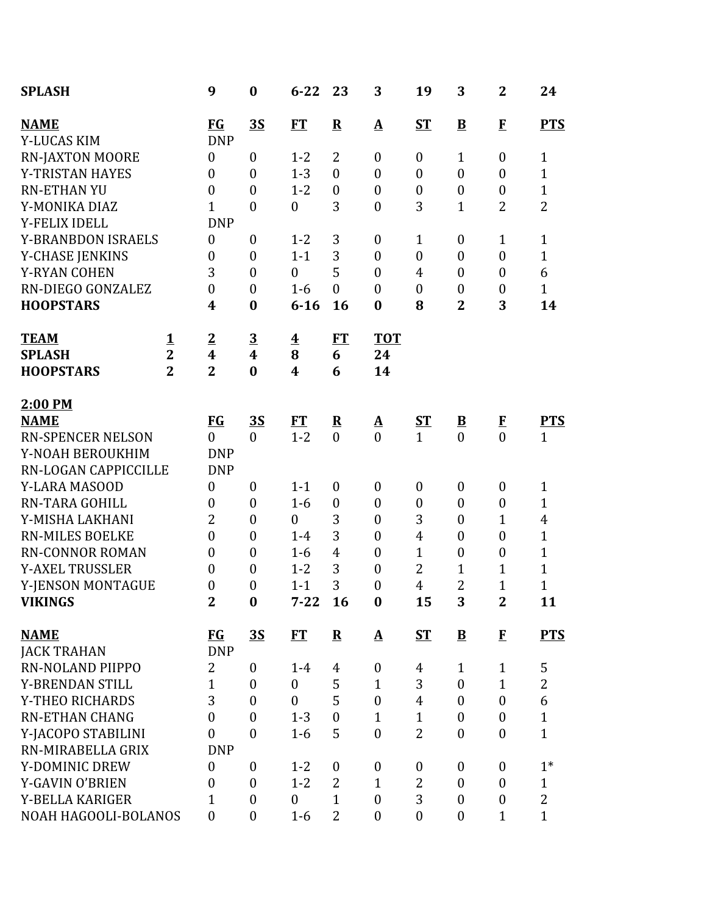| | | FG | 3S | FT | R | A | ST | B | F | PTS |
|---|---|---|---|---|---|---|---|---|---|---|
| **SPLASH** | | **9** | **0** | **6-22** | **23** | **3** | **19** | **3** | **2** | **24** |

| NAME | FG | 3S | FT | R | A | ST | B | F | PTS |
|---|---|---|---|---|---|---|---|---|---|
| Y-LUCAS KIM | DNP | | | | | | | | |
| RN-JAXTON MOORE | 0 | 0 | 1-2 | 2 | 0 | 0 | 1 | 0 | 1 |
| Y-TRISTAN HAYES | 0 | 0 | 1-3 | 0 | 0 | 0 | 0 | 0 | 1 |
| RN-ETHAN YU | 0 | 0 | 1-2 | 0 | 0 | 0 | 0 | 0 | 1 |
| Y-MONIKA DIAZ | 1 | 0 | 0 | 3 | 0 | 3 | 1 | 2 | 2 |
| Y-FELIX IDELL | DNP | | | | | | | | |
| Y-BRANBDON ISRAELS | 0 | 0 | 1-2 | 3 | 0 | 1 | 0 | 1 | 1 |
| Y-CHASE JENKINS | 0 | 0 | 1-1 | 3 | 0 | 0 | 0 | 0 | 1 |
| Y-RYAN COHEN | 3 | 0 | 0 | 5 | 0 | 4 | 0 | 0 | 6 |
| RN-DIEGO GONZALEZ | 0 | 0 | 1-6 | 0 | 0 | 0 | 0 | 0 | 1 |
| **HOOPSTARS** | **4** | **0** | **6-16** | **16** | **0** | **8** | **2** | **3** | **14** |

| TEAM | 1 | 2 | 3 | 4 | FT | TOT |
|---|---|---|---|---|---|---|
| **SPLASH** | **2** | **4** | **4** | **8** | **6** | **24** |
| **HOOPSTARS** | **2** | **2** | **0** | **4** | **6** | **14** |

**2:00 PM**

| NAME | FG | 3S | FT | R | A | ST | B | F | PTS |
|---|---|---|---|---|---|---|---|---|---|
| RN-SPENCER NELSON | 0 | 0 | 1-2 | 0 | 0 | 1 | 0 | 0 | 1 |
| Y-NOAH BEROUKHIM | DNP | | | | | | | | |
| RN-LOGAN CAPPICCILLE | DNP | | | | | | | | |
| Y-LARA MASOOD | 0 | 0 | 1-1 | 0 | 0 | 0 | 0 | 0 | 1 |
| RN-TARA GOHILL | 0 | 0 | 1-6 | 0 | 0 | 0 | 0 | 0 | 1 |
| Y-MISHA LAKHANI | 2 | 0 | 0 | 3 | 0 | 3 | 0 | 1 | 4 |
| RN-MILES BOELKE | 0 | 0 | 1-4 | 3 | 0 | 4 | 0 | 0 | 1 |
| RN-CONNOR ROMAN | 0 | 0 | 1-6 | 4 | 0 | 1 | 0 | 0 | 1 |
| Y-AXEL TRUSSLER | 0 | 0 | 1-2 | 3 | 0 | 2 | 1 | 1 | 1 |
| Y-JENSON MONTAGUE | 0 | 0 | 1-1 | 3 | 0 | 4 | 2 | 1 | 1 |
| **VIKINGS** | **2** | **0** | **7-22** | **16** | **0** | **15** | **3** | **2** | **11** |

| NAME | FG | 3S | FT | R | A | ST | B | F | PTS |
|---|---|---|---|---|---|---|---|---|---|
| JACK TRAHAN | DNP | | | | | | | | |
| RN-NOLAND PIIPPO | 2 | 0 | 1-4 | 4 | 0 | 4 | 1 | 1 | 5 |
| Y-BRENDAN STILL | 1 | 0 | 0 | 5 | 1 | 3 | 0 | 1 | 2 |
| Y-THEO RICHARDS | 3 | 0 | 0 | 5 | 0 | 4 | 0 | 0 | 6 |
| RN-ETHAN CHANG | 0 | 0 | 1-3 | 0 | 1 | 1 | 0 | 0 | 1 |
| Y-JACOPO STABILINI | 0 | 0 | 1-6 | 5 | 0 | 2 | 0 | 0 | 1 |
| RN-MIRABELLA GRIX | DNP | | | | | | | | |
| Y-DOMINIC DREW | 0 | 0 | 1-2 | 0 | 0 | 0 | 0 | 0 | 1* |
| Y-GAVIN O'BRIEN | 0 | 0 | 1-2 | 2 | 1 | 2 | 0 | 0 | 1 |
| Y-BELLA KARIGER | 1 | 0 | 0 | 1 | 0 | 3 | 0 | 0 | 2 |
| NOAH HAGOOLI-BOLANOS | 0 | 0 | 1-6 | 2 | 0 | 0 | 0 | 1 | 1 |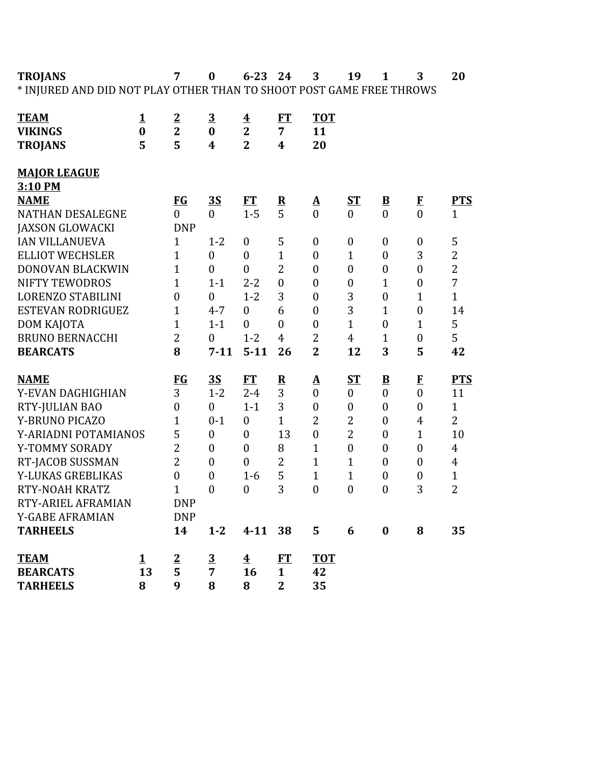| | FG | 3S | FT | R | A | ST | B | F | PTS |
|---|---|---|---|---|---|---|---|---|---|
| **TROJANS** | **7** | **0** | **6-23** | **24** | **3** | **19** | **1** | **3** | **20** |

* INJURED AND DID NOT PLAY OTHER THAN TO SHOOT POST GAME FREE THROWS

| **TEAM** | **1** | **2** | **3** | **4** | **FT** | **TOT** |
|---|---|---|---|---|---|---|
| **VIKINGS** | **0** | **2** | **0** | **2** | **7** | **11** |
| **TROJANS** | **5** | **5** | **4** | **2** | **4** | **20** |

**MAJOR LEAGUE**
**3:10 PM**

| **NAME** | **FG** | **3S** | **FT** | **R** | **A** | **ST** | **B** | **F** | **PTS** |
|---|---|---|---|---|---|---|---|---|---|
| NATHAN DESALEGNE | 0 | 0 | 1-5 | 5 | 0 | 0 | 0 | 0 | 1 |
| JAXSON GLOWACKI | DNP | | | | | | | | |
| IAN VILLANUEVA | 1 | 1-2 | 0 | 5 | 0 | 0 | 0 | 0 | 5 |
| ELLIOT WECHSLER | 1 | 0 | 0 | 1 | 0 | 1 | 0 | 3 | 2 |
| DONOVAN BLACKWIN | 1 | 0 | 0 | 2 | 0 | 0 | 0 | 0 | 2 |
| NIFTY TEWODROS | 1 | 1-1 | 2-2 | 0 | 0 | 0 | 1 | 0 | 7 |
| LORENZO STABILINI | 0 | 0 | 1-2 | 3 | 0 | 3 | 0 | 1 | 1 |
| ESTEVAN RODRIGUEZ | 1 | 4-7 | 0 | 6 | 0 | 3 | 1 | 0 | 14 |
| DOM KAJOTA | 1 | 1-1 | 0 | 0 | 0 | 1 | 0 | 1 | 5 |
| BRUNO BERNACCHI | 2 | 0 | 1-2 | 4 | 2 | 4 | 1 | 0 | 5 |
| **BEARCATS** | **8** | **7-11** | **5-11** | **26** | **2** | **12** | **3** | **5** | **42** |

| **NAME** | **FG** | **3S** | **FT** | **R** | **A** | **ST** | **B** | **F** | **PTS** |
|---|---|---|---|---|---|---|---|---|---|
| Y-EVAN DAGHIGHIAN | 3 | 1-2 | 2-4 | 3 | 0 | 0 | 0 | 0 | 11 |
| RTY-JULIAN BAO | 0 | 0 | 1-1 | 3 | 0 | 0 | 0 | 0 | 1 |
| Y-BRUNO PICAZO | 1 | 0-1 | 0 | 1 | 2 | 2 | 0 | 4 | 2 |
| Y-ARIADNI POTAMIANOS | 5 | 0 | 0 | 13 | 0 | 2 | 0 | 1 | 10 |
| Y-TOMMY SORADY | 2 | 0 | 0 | 8 | 1 | 0 | 0 | 0 | 4 |
| RT-JACOB SUSSMAN | 2 | 0 | 0 | 2 | 1 | 1 | 0 | 0 | 4 |
| Y-LUKAS GREBLIKAS | 0 | 0 | 1-6 | 5 | 1 | 1 | 0 | 0 | 1 |
| RTY-NOAH KRATZ | 1 | 0 | 0 | 3 | 0 | 0 | 0 | 3 | 2 |
| RTY-ARIEL AFRAMIAN | DNP | | | | | | | | |
| Y-GABE AFRAMIAN | DNP | | | | | | | | |
| **TARHEELS** | **14** | **1-2** | **4-11** | **38** | **5** | **6** | **0** | **8** | **35** |

| **TEAM** | **1** | **2** | **3** | **4** | **FT** | **TOT** |
|---|---|---|---|---|---|---|
| **BEARCATS** | **13** | **5** | **7** | **16** | **1** | **42** |
| **TARHEELS** | **8** | **9** | **8** | **8** | **2** | **35** |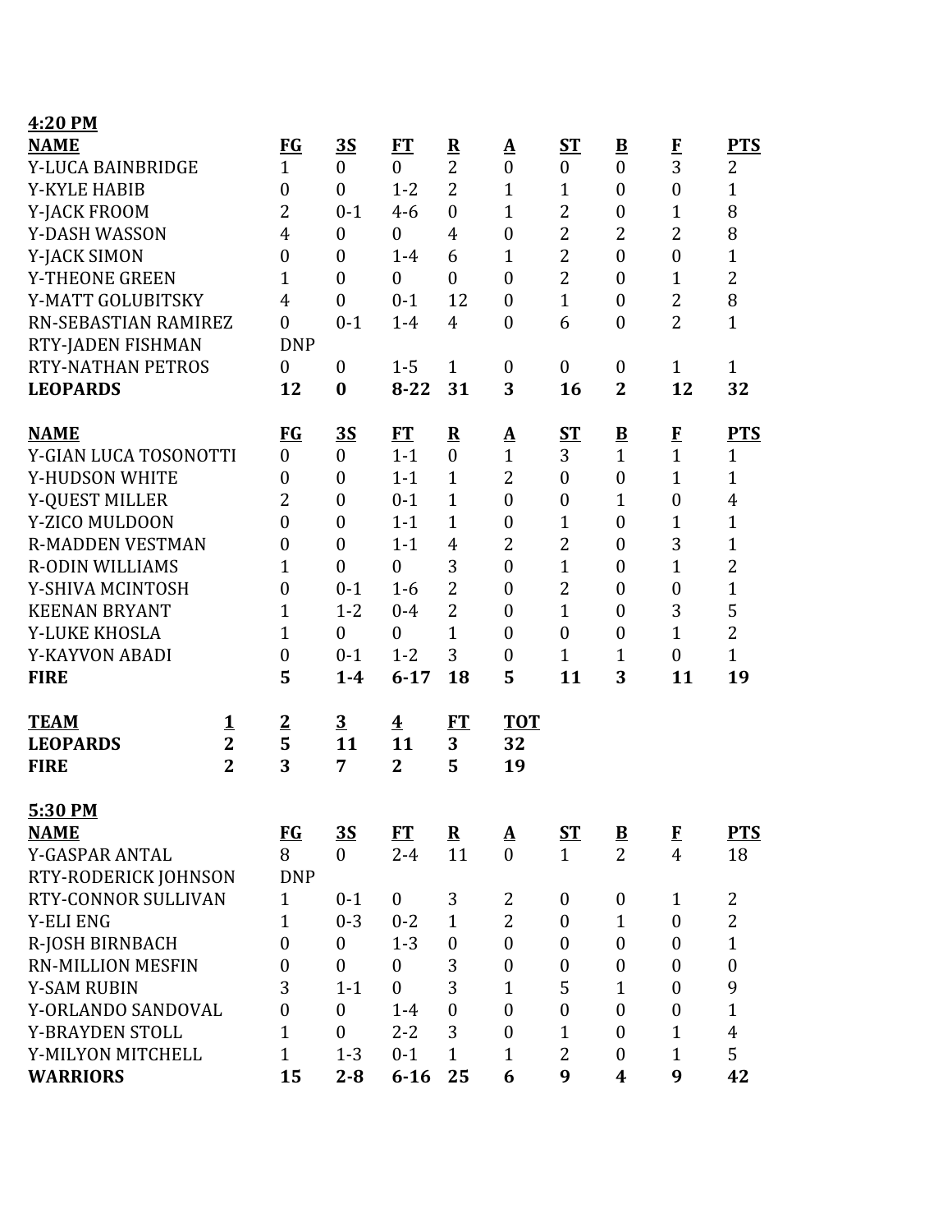**4:20 PM**

| NAME | FG | 3S | FT | R | A | ST | B | F | PTS |
|---|---|---|---|---|---|---|---|---|---|
| Y-LUCA BAINBRIDGE | 1 | 0 | 0 | 2 | 0 | 0 | 0 | 3 | 2 |
| Y-KYLE HABIB | 0 | 0 | 1-2 | 2 | 1 | 1 | 0 | 0 | 1 |
| Y-JACK FROOM | 2 | 0-1 | 4-6 | 0 | 1 | 2 | 0 | 1 | 8 |
| Y-DASH WASSON | 4 | 0 | 0 | 4 | 0 | 2 | 2 | 2 | 8 |
| Y-JACK SIMON | 0 | 0 | 1-4 | 6 | 1 | 2 | 0 | 0 | 1 |
| Y-THEONE GREEN | 1 | 0 | 0 | 0 | 0 | 2 | 0 | 1 | 2 |
| Y-MATT GOLUBITSKY | 4 | 0 | 0-1 | 12 | 0 | 1 | 0 | 2 | 8 |
| RN-SEBASTIAN RAMIREZ | 0 | 0-1 | 1-4 | 4 | 0 | 6 | 0 | 2 | 1 |
| RTY-JADEN FISHMAN | DNP | | | | | | | | |
| RTY-NATHAN PETROS | 0 | 0 | 1-5 | 1 | 0 | 0 | 0 | 1 | 1 |
| **LEOPARDS** | **12** | **0** | **8-22** | **31** | **3** | **16** | **2** | **12** | **32** |

| NAME | FG | 3S | FT | R | A | ST | B | F | PTS |
|---|---|---|---|---|---|---|---|---|---|
| Y-GIAN LUCA TOSONOTTI | 0 | 0 | 1-1 | 0 | 1 | 3 | 1 | 1 | 1 |
| Y-HUDSON WHITE | 0 | 0 | 1-1 | 1 | 2 | 0 | 0 | 1 | 1 |
| Y-QUEST MILLER | 2 | 0 | 0-1 | 1 | 0 | 0 | 1 | 0 | 4 |
| Y-ZICO MULDOON | 0 | 0 | 1-1 | 1 | 0 | 1 | 0 | 1 | 1 |
| R-MADDEN VESTMAN | 0 | 0 | 1-1 | 4 | 2 | 2 | 0 | 3 | 1 |
| R-ODIN WILLIAMS | 1 | 0 | 0 | 3 | 0 | 1 | 0 | 1 | 2 |
| Y-SHIVA MCINTOSH | 0 | 0-1 | 1-6 | 2 | 0 | 2 | 0 | 0 | 1 |
| KEENAN BRYANT | 1 | 1-2 | 0-4 | 2 | 0 | 1 | 0 | 3 | 5 |
| Y-LUKE KHOSLA | 1 | 0 | 0 | 1 | 0 | 0 | 0 | 1 | 2 |
| Y-KAYVON ABADI | 0 | 0-1 | 1-2 | 3 | 0 | 1 | 1 | 0 | 1 |
| **FIRE** | **5** | **1-4** | **6-17** | **18** | **5** | **11** | **3** | **11** | **19** |

| TEAM | 1 | 2 | 3 | 4 | FT | TOT |
|---|---|---|---|---|---|---|
| **LEOPARDS** | **2** | **5** | **11** | **11** | **3** | **32** |
| **FIRE** | **2** | **3** | **7** | **2** | **5** | **19** |

**5:30 PM**

| NAME | FG | 3S | FT | R | A | ST | B | F | PTS |
|---|---|---|---|---|---|---|---|---|---|
| Y-GASPAR ANTAL | 8 | 0 | 2-4 | 11 | 0 | 1 | 2 | 4 | 18 |
| RTY-RODERICK JOHNSON | DNP | | | | | | | | |
| RTY-CONNOR SULLIVAN | 1 | 0-1 | 0 | 3 | 2 | 0 | 0 | 1 | 2 |
| Y-ELI ENG | 1 | 0-3 | 0-2 | 1 | 2 | 0 | 1 | 0 | 2 |
| R-JOSH BIRNBACH | 0 | 0 | 1-3 | 0 | 0 | 0 | 0 | 0 | 1 |
| RN-MILLION MESFIN | 0 | 0 | 0 | 3 | 0 | 0 | 0 | 0 | 0 |
| Y-SAM RUBIN | 3 | 1-1 | 0 | 3 | 1 | 5 | 1 | 0 | 9 |
| Y-ORLANDO SANDOVAL | 0 | 0 | 1-4 | 0 | 0 | 0 | 0 | 0 | 1 |
| Y-BRAYDEN STOLL | 1 | 0 | 2-2 | 3 | 0 | 1 | 0 | 1 | 4 |
| Y-MILYON MITCHELL | 1 | 1-3 | 0-1 | 1 | 1 | 2 | 0 | 1 | 5 |
| **WARRIORS** | **15** | **2-8** | **6-16** | **25** | **6** | **9** | **4** | **9** | **42** |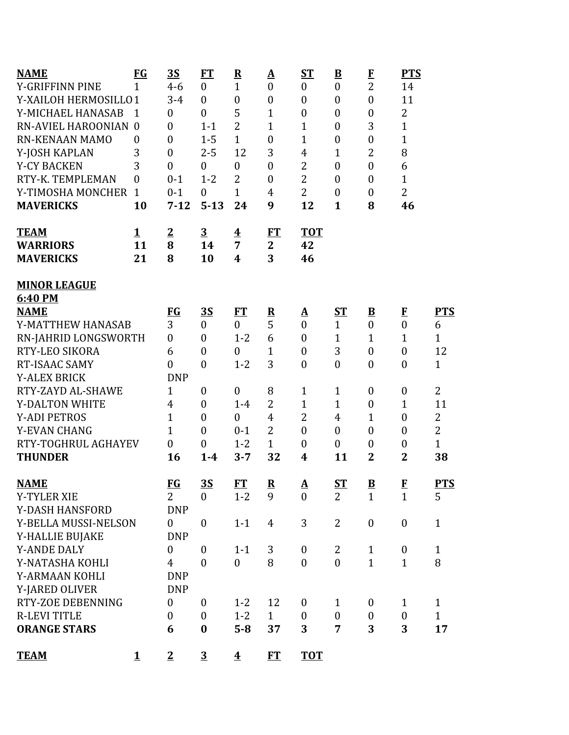| NAME | FG | 3S | FT | R | A | ST | B | F | PTS |
|---|---|---|---|---|---|---|---|---|---|
| Y-GRIFFINN PINE | 1 | 4-6 | 0 | 1 | 0 | 0 | 0 | 2 | 14 |
| Y-XAILOH HERMOSILLO | 1 | 3-4 | 0 | 0 | 0 | 0 | 0 | 0 | 11 |
| Y-MICHAEL HANASAB | 1 | 0 | 0 | 5 | 1 | 0 | 0 | 0 | 2 |
| RN-AVIEL HAROONIAN | 0 | 0 | 1-1 | 2 | 1 | 1 | 0 | 3 | 1 |
| RN-KENAAN MAMO | 0 | 0 | 1-5 | 1 | 0 | 1 | 0 | 0 | 1 |
| Y-JOSH KAPLAN | 3 | 0 | 2-5 | 12 | 3 | 4 | 1 | 2 | 8 |
| Y-CY BACKEN | 3 | 0 | 0 | 0 | 0 | 2 | 0 | 0 | 6 |
| RTY-K. TEMPLEMAN | 0 | 0-1 | 1-2 | 2 | 0 | 2 | 0 | 0 | 1 |
| Y-TIMOSHA MONCHER | 1 | 0-1 | 0 | 1 | 4 | 2 | 0 | 0 | 2 |
| **MAVERICKS** | **10** | **7-12** | **5-13** | **24** | **9** | **12** | **1** | **8** | **46** |

| TEAM | 1 | 2 | 3 | 4 | FT | TOT |
|---|---|---|---|---|---|---|
| **WARRIORS** | **11** | **8** | **14** | **7** | **2** | **42** |
| **MAVERICKS** | **21** | **8** | **10** | **4** | **3** | **46** |

**MINOR LEAGUE**

**6:40 PM**

| NAME | FG | 3S | FT | R | A | ST | B | F | PTS |
|---|---|---|---|---|---|---|---|---|---|
| Y-MATTHEW HANASAB | 3 | 0 | 0 | 5 | 0 | 1 | 0 | 0 | 6 |
| RN-JAHRID LONGSWORTH | 0 | 0 | 1-2 | 6 | 0 | 1 | 1 | 1 | 1 |
| RTY-LEO SIKORA | 6 | 0 | 0 | 1 | 0 | 3 | 0 | 0 | 12 |
| RT-ISAAC SAMY | 0 | 0 | 1-2 | 3 | 0 | 0 | 0 | 0 | 1 |
| Y-ALEX BRICK | DNP | | | | | | | | |
| RTY-ZAYD AL-SHAWE | 1 | 0 | 0 | 8 | 1 | 1 | 0 | 0 | 2 |
| Y-DALTON WHITE | 4 | 0 | 1-4 | 2 | 1 | 1 | 0 | 1 | 11 |
| Y-ADI PETROS | 1 | 0 | 0 | 4 | 2 | 4 | 1 | 0 | 2 |
| Y-EVAN CHANG | 1 | 0 | 0-1 | 2 | 0 | 0 | 0 | 0 | 2 |
| RTY-TOGHRUL AGHAYEV | 0 | 0 | 1-2 | 1 | 0 | 0 | 0 | 0 | 1 |
| **THUNDER** | **16** | **1-4** | **3-7** | **32** | **4** | **11** | **2** | **2** | **38** |

| NAME | FG | 3S | FT | R | A | ST | B | F | PTS |
|---|---|---|---|---|---|---|---|---|---|
| Y-TYLER XIE | 2 | 0 | 1-2 | 9 | 0 | 2 | 1 | 1 | 5 |
| Y-DASH HANSFORD | DNP | | | | | | | | |
| Y-BELLA MUSSI-NELSON | 0 | 0 | 1-1 | 4 | 3 | 2 | 0 | 0 | 1 |
| Y-HALLIE BUJAKE | DNP | | | | | | | | |
| Y-ANDE DALY | 0 | 0 | 1-1 | 3 | 0 | 2 | 1 | 0 | 1 |
| Y-NATASHA KOHLI | 4 | 0 | 0 | 8 | 0 | 0 | 1 | 1 | 8 |
| Y-ARMAAN KOHLI | DNP | | | | | | | | |
| Y-JARED OLIVER | DNP | | | | | | | | |
| RTY-ZOE DEBENNING | 0 | 0 | 1-2 | 12 | 0 | 1 | 0 | 1 | 1 |
| R-LEVI TITLE | 0 | 0 | 1-2 | 1 | 0 | 0 | 0 | 0 | 1 |
| **ORANGE STARS** | **6** | **0** | **5-8** | **37** | **3** | **7** | **3** | **3** | **17** |

| TEAM | 1 | 2 | 3 | 4 | FT | TOT |
|---|---|---|---|---|---|---|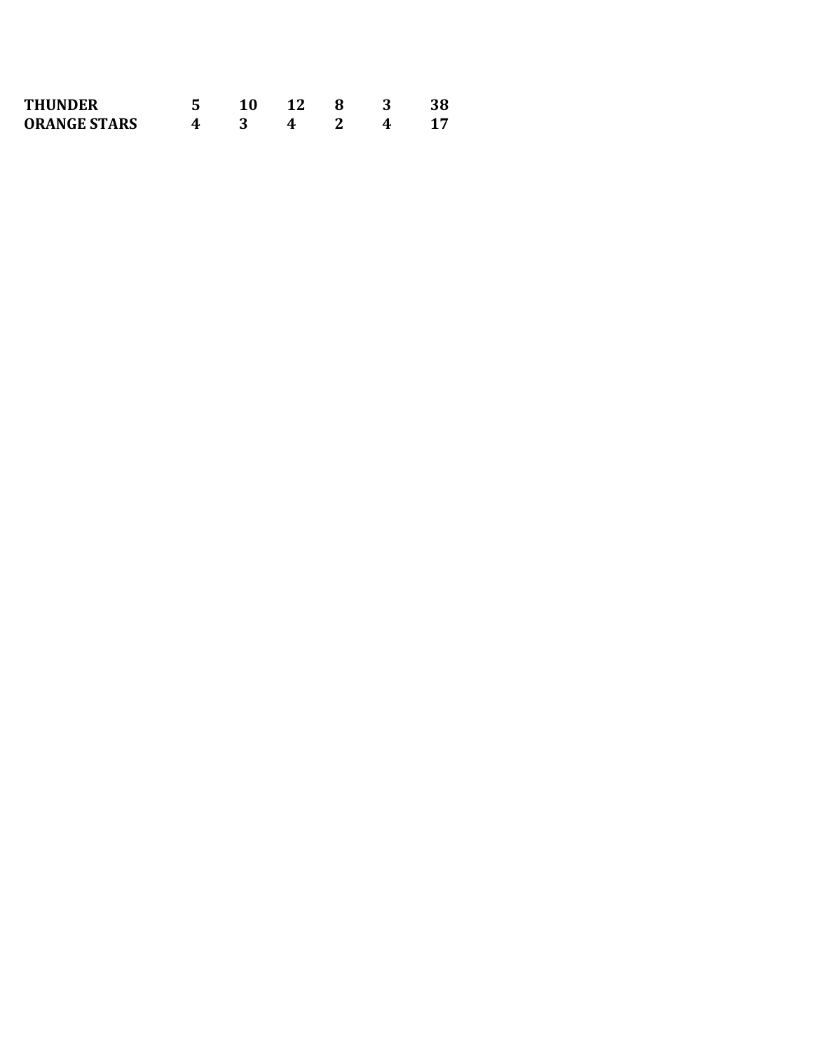| | | | | | | |
|---|---|---|---|---|---|---|
| **THUNDER** | **5** | **10** | **12** | **8** | **3** | **38** |
| **ORANGE STARS** | **4** | **3** | **4** | **2** | **4** | **17** |